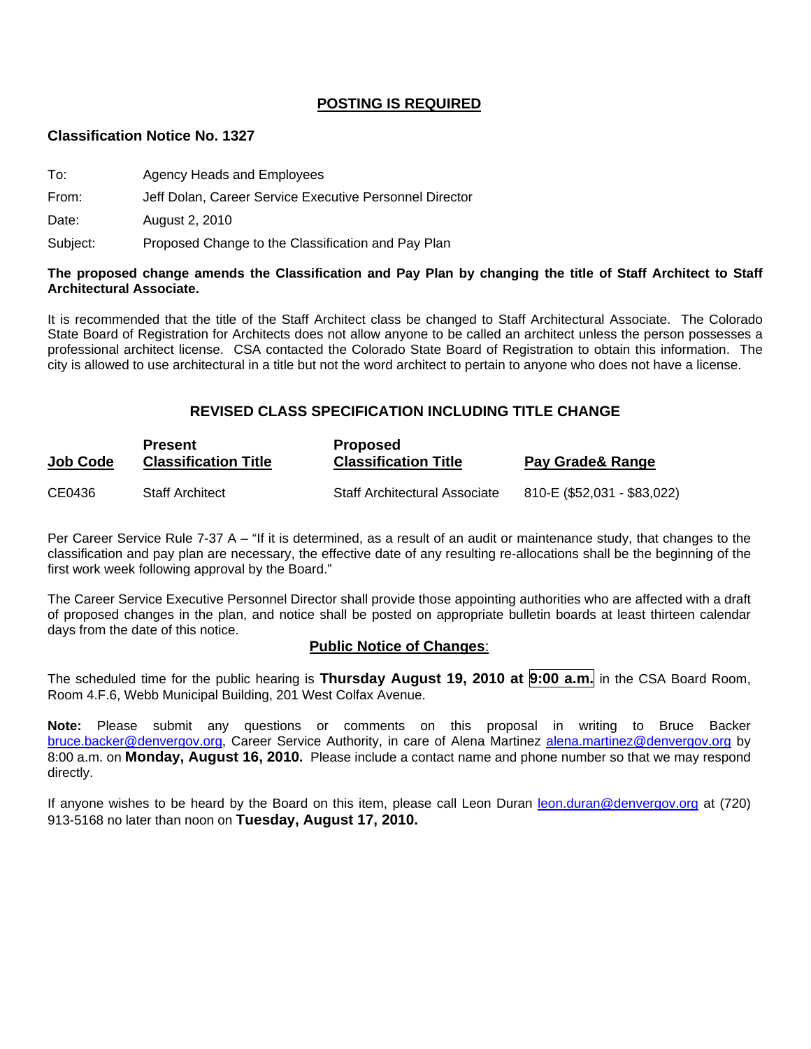## POSTING IS REQUIRED

### Classification Notice No. 1327

To: Agency Heads and Employees

From: Jeff Dolan, Career Service Executive Personnel Director

Date: August 2, 2010

Subject: Proposed Change to the Classification and Pay Plan

**The proposed change amends the Classification and Pay Plan by changing the title of Staff Architect to Staff Architectural Associate.**

It is recommended that the title of the Staff Architect class be changed to Staff Architectural Associate. The Colorado State Board of Registration for Architects does not allow anyone to be called an architect unless the person possesses a professional architect license. CSA contacted the Colorado State Board of Registration to obtain this information. The city is allowed to use architectural in a title but not the word architect to pertain to anyone who does not have a license.

### REVISED CLASS SPECIFICATION INCLUDING TITLE CHANGE

| Job Code | Present Classification Title | Proposed Classification Title | Pay Grade& Range |
|---|---|---|---|
| CE0436 | Staff Architect | Staff Architectural Associate | 810-E ($52,031 - $83,022) |

Per Career Service Rule 7-37 A – "If it is determined, as a result of an audit or maintenance study, that changes to the classification and pay plan are necessary, the effective date of any resulting re-allocations shall be the beginning of the first work week following approval by the Board."

The Career Service Executive Personnel Director shall provide those appointing authorities who are affected with a draft of proposed changes in the plan, and notice shall be posted on appropriate bulletin boards at least thirteen calendar days from the date of this notice.

**Public Notice of Changes**:

The scheduled time for the public hearing is **Thursday August 19, 2010 at 9:00 a.m.** in the CSA Board Room, Room 4.F.6, Webb Municipal Building, 201 West Colfax Avenue.

**Note:** Please submit any questions or comments on this proposal in writing to Bruce Backer bruce.backer@denvergov.org, Career Service Authority, in care of Alena Martinez alena.martinez@denvergov.org by 8:00 a.m. on **Monday, August 16, 2010.** Please include a contact name and phone number so that we may respond directly.

If anyone wishes to be heard by the Board on this item, please call Leon Duran leon.duran@denvergov.org at (720) 913-5168 no later than noon on **Tuesday, August 17, 2010.**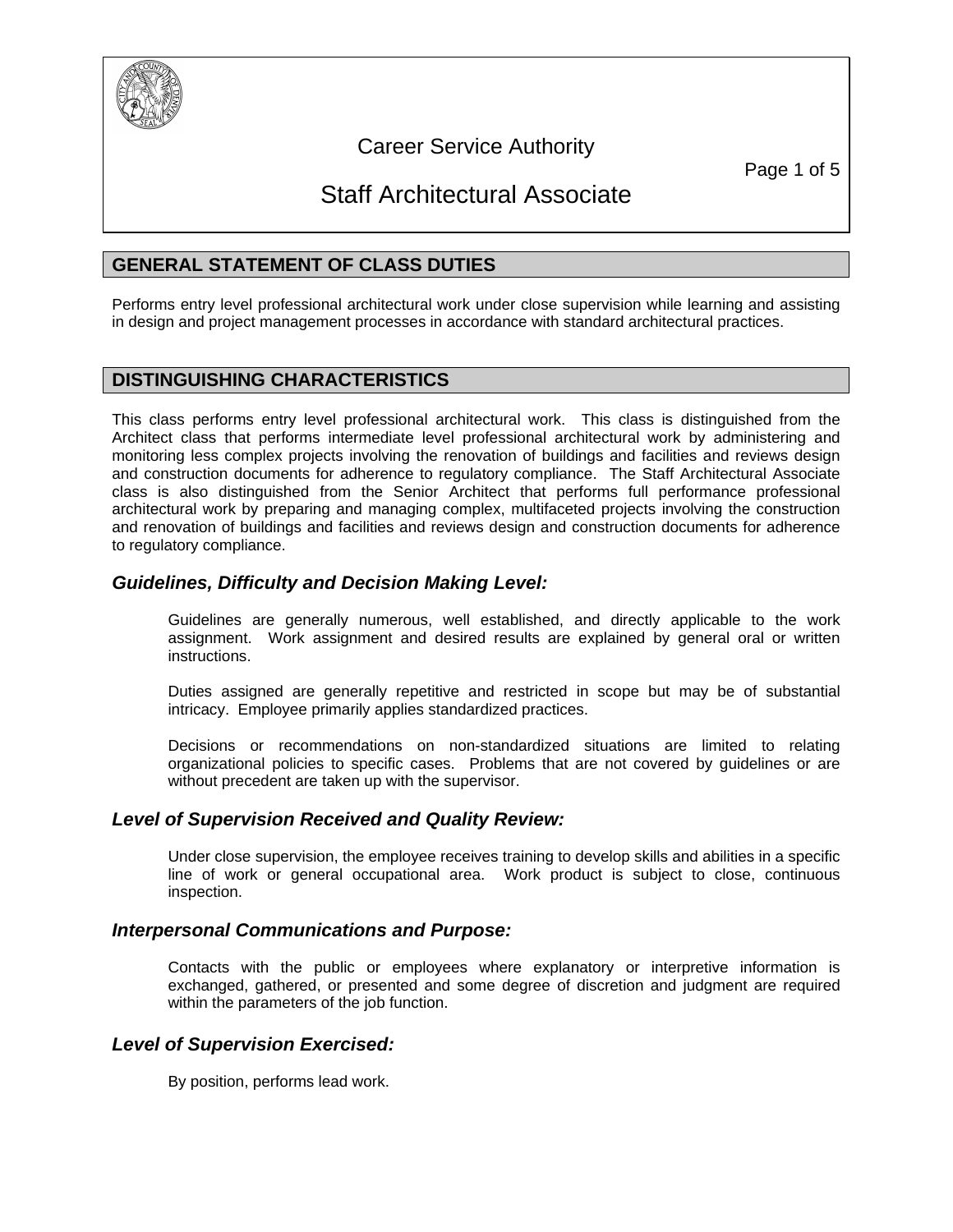Career Service Authority

# Staff Architectural Associate

## GENERAL STATEMENT OF CLASS DUTIES

Performs entry level professional architectural work under close supervision while learning and assisting in design and project management processes in accordance with standard architectural practices.

## DISTINGUISHING CHARACTERISTICS

This class performs entry level professional architectural work. This class is distinguished from the Architect class that performs intermediate level professional architectural work by administering and monitoring less complex projects involving the renovation of buildings and facilities and reviews design and construction documents for adherence to regulatory compliance. The Staff Architectural Associate class is also distinguished from the Senior Architect that performs full performance professional architectural work by preparing and managing complex, multifaceted projects involving the construction and renovation of buildings and facilities and reviews design and construction documents for adherence to regulatory compliance.

### *Guidelines, Difficulty and Decision Making Level:*

Guidelines are generally numerous, well established, and directly applicable to the work assignment. Work assignment and desired results are explained by general oral or written instructions.

Duties assigned are generally repetitive and restricted in scope but may be of substantial intricacy. Employee primarily applies standardized practices.

Decisions or recommendations on non-standardized situations are limited to relating organizational policies to specific cases. Problems that are not covered by guidelines or are without precedent are taken up with the supervisor.

### *Level of Supervision Received and Quality Review:*

Under close supervision, the employee receives training to develop skills and abilities in a specific line of work or general occupational area. Work product is subject to close, continuous inspection.

### *Interpersonal Communications and Purpose:*

Contacts with the public or employees where explanatory or interpretive information is exchanged, gathered, or presented and some degree of discretion and judgment are required within the parameters of the job function.

### *Level of Supervision Exercised:*

By position, performs lead work.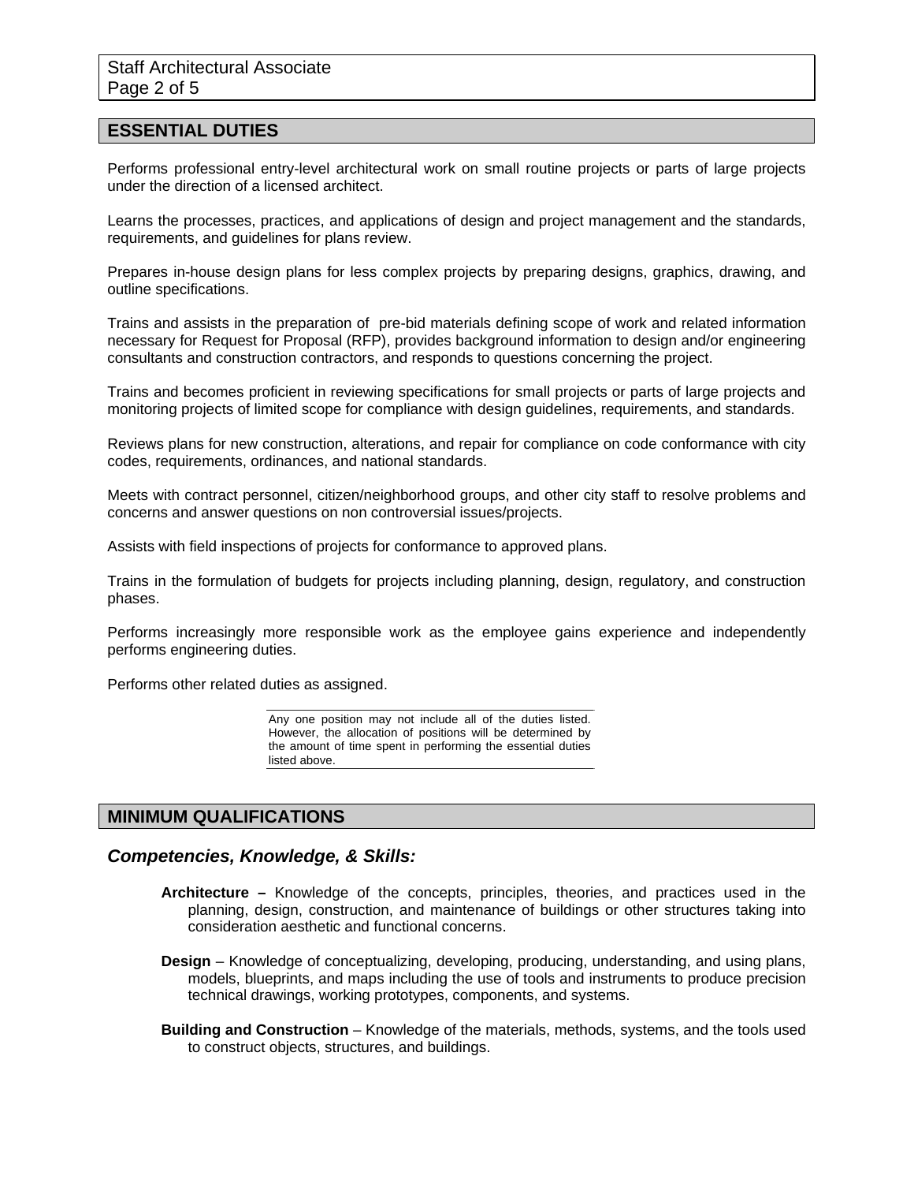## ESSENTIAL DUTIES

Performs professional entry-level architectural work on small routine projects or parts of large projects under the direction of a licensed architect.

Learns the processes, practices, and applications of design and project management and the standards, requirements, and guidelines for plans review.

Prepares in-house design plans for less complex projects by preparing designs, graphics, drawing, and outline specifications.

Trains and assists in the preparation of pre-bid materials defining scope of work and related information necessary for Request for Proposal (RFP), provides background information to design and/or engineering consultants and construction contractors, and responds to questions concerning the project.

Trains and becomes proficient in reviewing specifications for small projects or parts of large projects and monitoring projects of limited scope for compliance with design guidelines, requirements, and standards.

Reviews plans for new construction, alterations, and repair for compliance on code conformance with city codes, requirements, ordinances, and national standards.

Meets with contract personnel, citizen/neighborhood groups, and other city staff to resolve problems and concerns and answer questions on non controversial issues/projects.

Assists with field inspections of projects for conformance to approved plans.

Trains in the formulation of budgets for projects including planning, design, regulatory, and construction phases.

Performs increasingly more responsible work as the employee gains experience and independently performs engineering duties.

Performs other related duties as assigned.

Any one position may not include all of the duties listed. However, the allocation of positions will be determined by the amount of time spent in performing the essential duties listed above.

## MINIMUM QUALIFICATIONS

### *Competencies, Knowledge, & Skills:*

**Architecture –** Knowledge of the concepts, principles, theories, and practices used in the planning, design, construction, and maintenance of buildings or other structures taking into consideration aesthetic and functional concerns.

**Design** – Knowledge of conceptualizing, developing, producing, understanding, and using plans, models, blueprints, and maps including the use of tools and instruments to produce precision technical drawings, working prototypes, components, and systems.

**Building and Construction** – Knowledge of the materials, methods, systems, and the tools used to construct objects, structures, and buildings.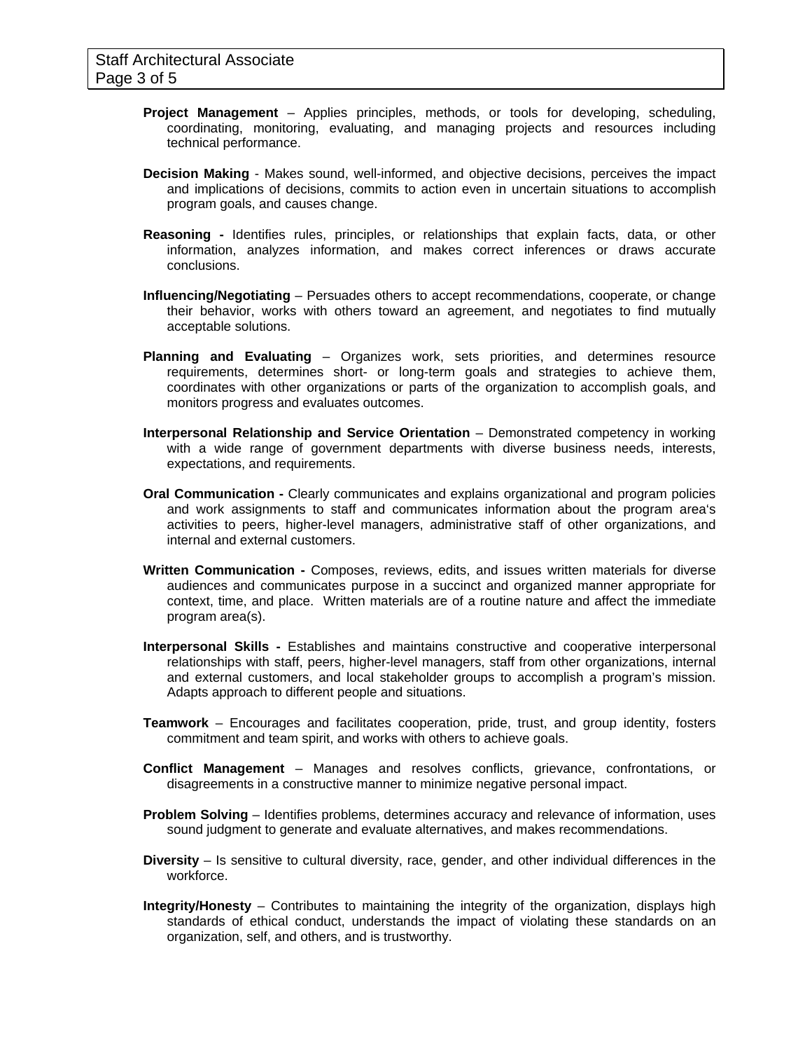**Project Management** – Applies principles, methods, or tools for developing, scheduling, coordinating, monitoring, evaluating, and managing projects and resources including technical performance.

**Decision Making** - Makes sound, well-informed, and objective decisions, perceives the impact and implications of decisions, commits to action even in uncertain situations to accomplish program goals, and causes change.

**Reasoning -** Identifies rules, principles, or relationships that explain facts, data, or other information, analyzes information, and makes correct inferences or draws accurate conclusions.

**Influencing/Negotiating** – Persuades others to accept recommendations, cooperate, or change their behavior, works with others toward an agreement, and negotiates to find mutually acceptable solutions.

**Planning and Evaluating** – Organizes work, sets priorities, and determines resource requirements, determines short- or long-term goals and strategies to achieve them, coordinates with other organizations or parts of the organization to accomplish goals, and monitors progress and evaluates outcomes.

**Interpersonal Relationship and Service Orientation** – Demonstrated competency in working with a wide range of government departments with diverse business needs, interests, expectations, and requirements.

**Oral Communication -** Clearly communicates and explains organizational and program policies and work assignments to staff and communicates information about the program area's activities to peers, higher-level managers, administrative staff of other organizations, and internal and external customers.

**Written Communication -** Composes, reviews, edits, and issues written materials for diverse audiences and communicates purpose in a succinct and organized manner appropriate for context, time, and place. Written materials are of a routine nature and affect the immediate program area(s).

**Interpersonal Skills -** Establishes and maintains constructive and cooperative interpersonal relationships with staff, peers, higher-level managers, staff from other organizations, internal and external customers, and local stakeholder groups to accomplish a program's mission. Adapts approach to different people and situations.

**Teamwork** – Encourages and facilitates cooperation, pride, trust, and group identity, fosters commitment and team spirit, and works with others to achieve goals.

**Conflict Management** – Manages and resolves conflicts, grievance, confrontations, or disagreements in a constructive manner to minimize negative personal impact.

**Problem Solving** – Identifies problems, determines accuracy and relevance of information, uses sound judgment to generate and evaluate alternatives, and makes recommendations.

**Diversity** – Is sensitive to cultural diversity, race, gender, and other individual differences in the workforce.

**Integrity/Honesty** – Contributes to maintaining the integrity of the organization, displays high standards of ethical conduct, understands the impact of violating these standards on an organization, self, and others, and is trustworthy.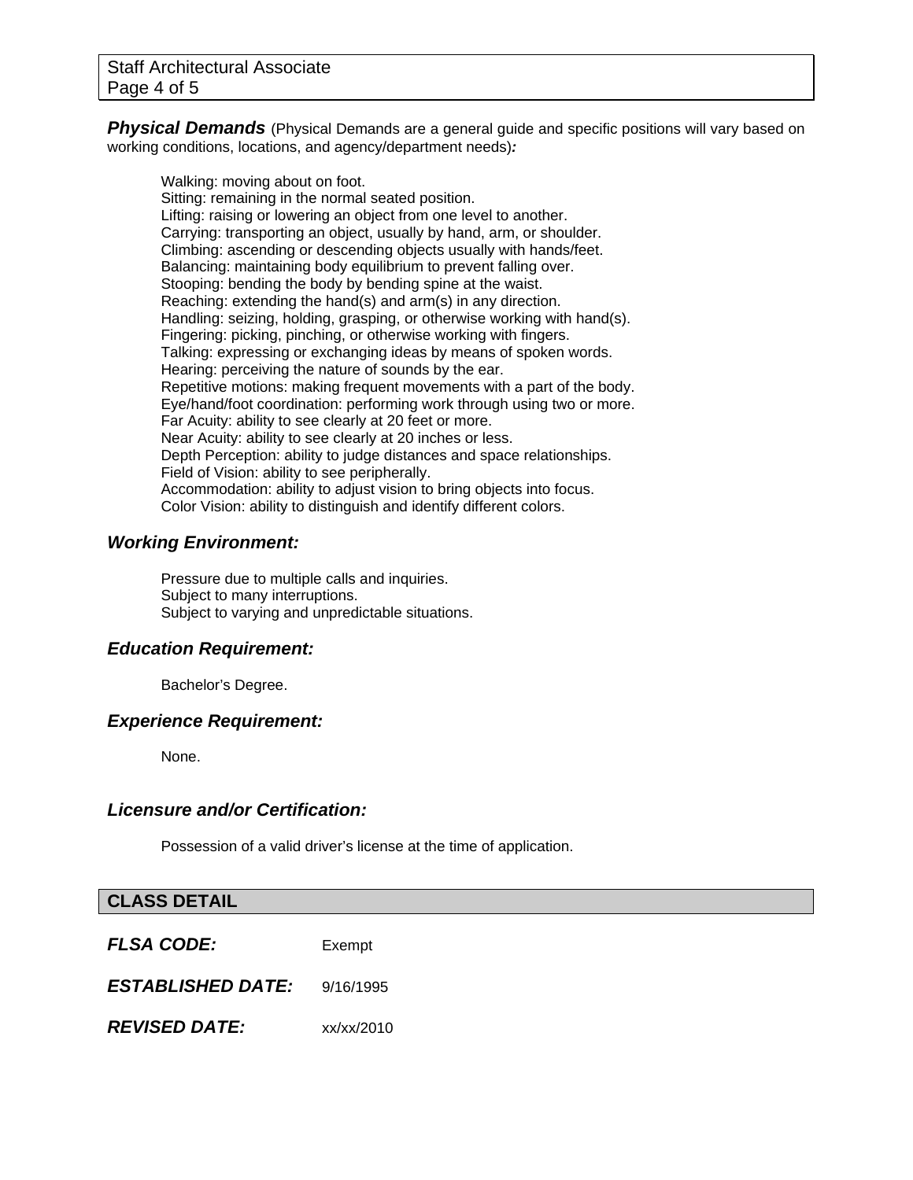***Physical Demands*** (Physical Demands are a general guide and specific positions will vary based on working conditions, locations, and agency/department needs)***:***

Walking: moving about on foot.
Sitting: remaining in the normal seated position.
Lifting: raising or lowering an object from one level to another.
Carrying: transporting an object, usually by hand, arm, or shoulder.
Climbing: ascending or descending objects usually with hands/feet.
Balancing: maintaining body equilibrium to prevent falling over.
Stooping: bending the body by bending spine at the waist.
Reaching: extending the hand(s) and arm(s) in any direction.
Handling: seizing, holding, grasping, or otherwise working with hand(s).
Fingering: picking, pinching, or otherwise working with fingers.
Talking: expressing or exchanging ideas by means of spoken words.
Hearing: perceiving the nature of sounds by the ear.
Repetitive motions: making frequent movements with a part of the body.
Eye/hand/foot coordination: performing work through using two or more.
Far Acuity: ability to see clearly at 20 feet or more.
Near Acuity: ability to see clearly at 20 inches or less.
Depth Perception: ability to judge distances and space relationships.
Field of Vision: ability to see peripherally.
Accommodation: ability to adjust vision to bring objects into focus.
Color Vision: ability to distinguish and identify different colors.

### *Working Environment:*

Pressure due to multiple calls and inquiries.
Subject to many interruptions.
Subject to varying and unpredictable situations.

### *Education Requirement:*

Bachelor's Degree.

### *Experience Requirement:*

None.

### *Licensure and/or Certification:*

Possession of a valid driver's license at the time of application.

## CLASS DETAIL

***FLSA CODE:*** Exempt

***ESTABLISHED DATE:*** 9/16/1995

***REVISED DATE:*** xx/xx/2010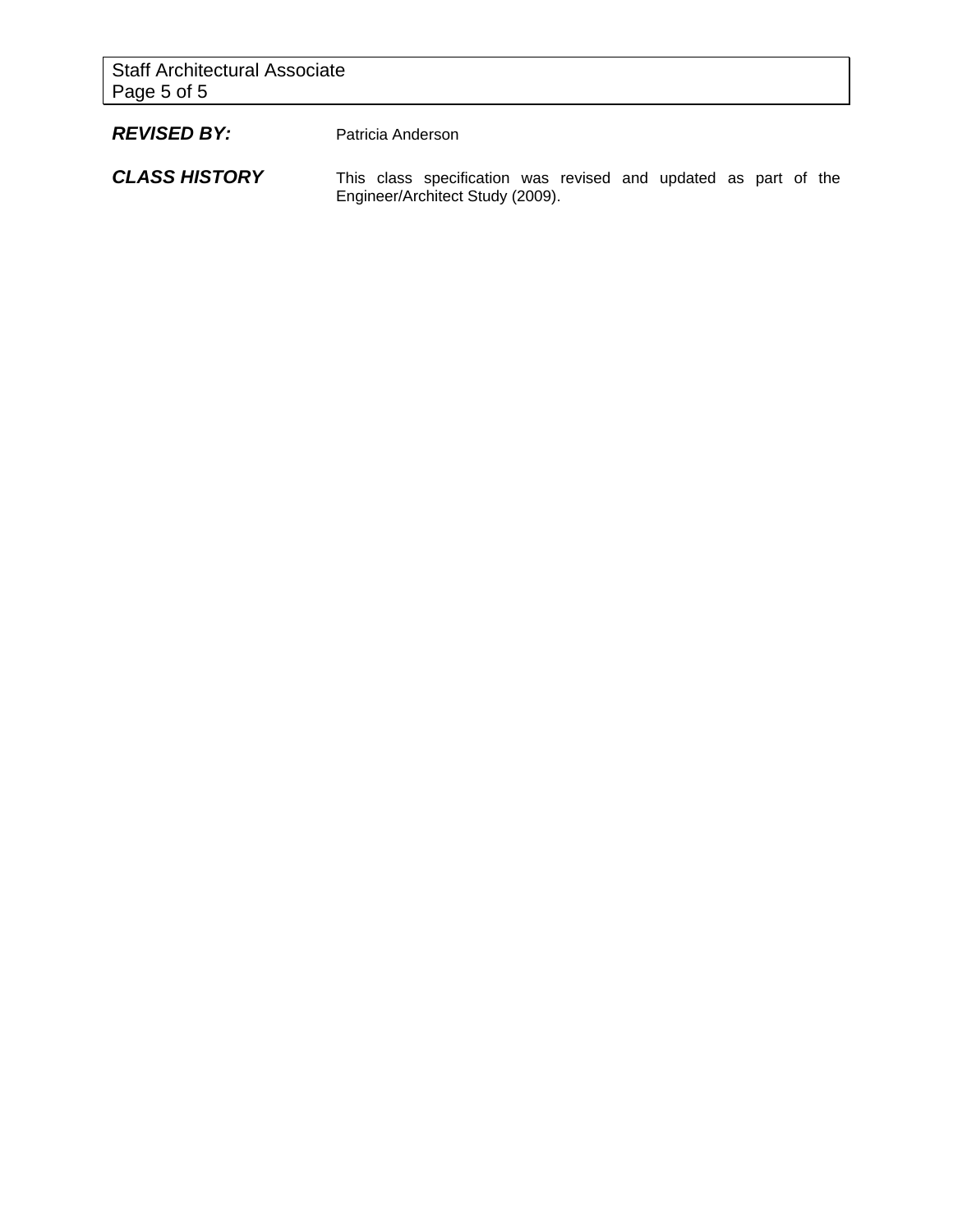***REVISED BY:*** Patricia Anderson

***CLASS HISTORY*** This class specification was revised and updated as part of the Engineer/Architect Study (2009).